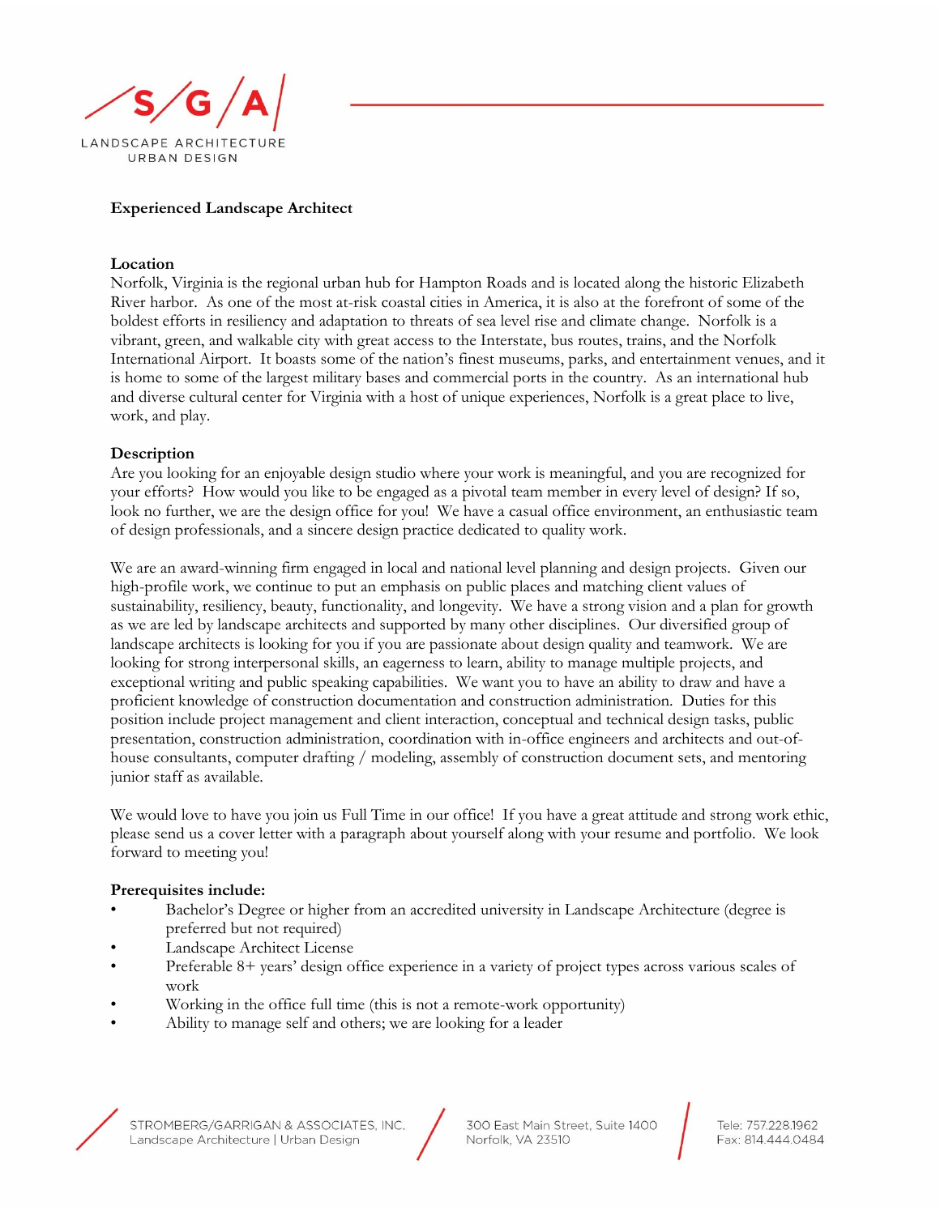S/G/A
LANDSCAPE ARCHITECTURE
URBAN DESIGN

# Experienced Landscape Architect

## Location

Norfolk, Virginia is the regional urban hub for Hampton Roads and is located along the historic Elizabeth River harbor. As one of the most at-risk coastal cities in America, it is also at the forefront of some of the boldest efforts in resiliency and adaptation to threats of sea level rise and climate change. Norfolk is a vibrant, green, and walkable city with great access to the Interstate, bus routes, trains, and the Norfolk International Airport. It boasts some of the nation's finest museums, parks, and entertainment venues, and it is home to some of the largest military bases and commercial ports in the country. As an international hub and diverse cultural center for Virginia with a host of unique experiences, Norfolk is a great place to live, work, and play.

## Description

Are you looking for an enjoyable design studio where your work is meaningful, and you are recognized for your efforts? How would you like to be engaged as a pivotal team member in every level of design? If so, look no further, we are the design office for you! We have a casual office environment, an enthusiastic team of design professionals, and a sincere design practice dedicated to quality work.

We are an award-winning firm engaged in local and national level planning and design projects. Given our high-profile work, we continue to put an emphasis on public places and matching client values of sustainability, resiliency, beauty, functionality, and longevity. We have a strong vision and a plan for growth as we are led by landscape architects and supported by many other disciplines. Our diversified group of landscape architects is looking for you if you are passionate about design quality and teamwork. We are looking for strong interpersonal skills, an eagerness to learn, ability to manage multiple projects, and exceptional writing and public speaking capabilities. We want you to have an ability to draw and have a proficient knowledge of construction documentation and construction administration. Duties for this position include project management and client interaction, conceptual and technical design tasks, public presentation, construction administration, coordination with in-office engineers and architects and out-of-house consultants, computer drafting / modeling, assembly of construction document sets, and mentoring junior staff as available.

We would love to have you join us Full Time in our office! If you have a great attitude and strong work ethic, please send us a cover letter with a paragraph about yourself along with your resume and portfolio. We look forward to meeting you!

**Prerequisites include:**

- Bachelor's Degree or higher from an accredited university in Landscape Architecture (degree is preferred but not required)
- Landscape Architect License
- Preferable 8+ years' design office experience in a variety of project types across various scales of work
- Working in the office full time (this is not a remote-work opportunity)
- Ability to manage self and others; we are looking for a leader

STROMBERG/GARRIGAN & ASSOCIATES, INC.
Landscape Architecture | Urban Design

300 East Main Street, Suite 1400
Norfolk, VA 23510

Tele: 757.228.1962
Fax: 814.444.0484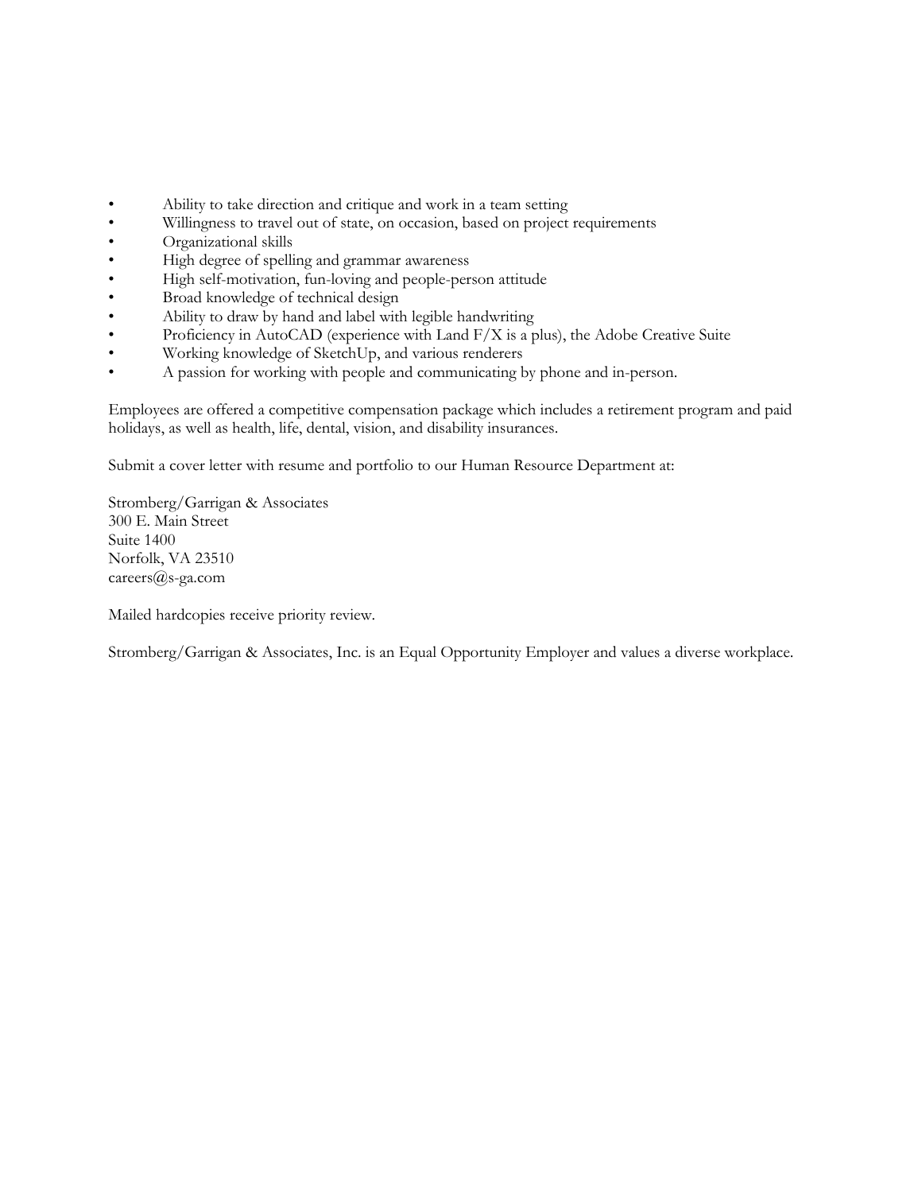- Ability to take direction and critique and work in a team setting
- Willingness to travel out of state, on occasion, based on project requirements
- Organizational skills
- High degree of spelling and grammar awareness
- High self-motivation, fun-loving and people-person attitude
- Broad knowledge of technical design
- Ability to draw by hand and label with legible handwriting
- Proficiency in AutoCAD (experience with Land F/X is a plus), the Adobe Creative Suite
- Working knowledge of SketchUp, and various renderers
- A passion for working with people and communicating by phone and in-person.

Employees are offered a competitive compensation package which includes a retirement program and paid holidays, as well as health, life, dental, vision, and disability insurances.

Submit a cover letter with resume and portfolio to our Human Resource Department at:

Stromberg/Garrigan & Associates
300 E. Main Street
Suite 1400
Norfolk, VA 23510
careers@s-ga.com

Mailed hardcopies receive priority review.

Stromberg/Garrigan & Associates, Inc. is an Equal Opportunity Employer and values a diverse workplace.